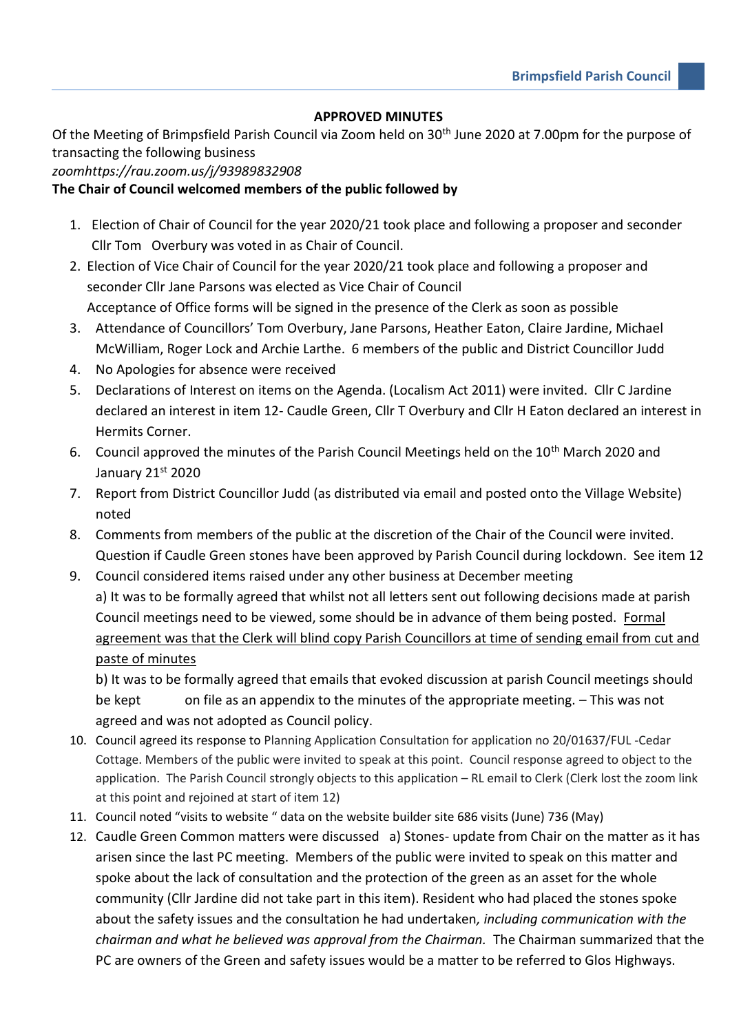## APPROVED MINUTES

Of the Meeting of Brimpsfield Parish Council via Zoom held on 30th June 2020 at 7.00pm for the purpose of transacting the following business

*zoomhttps://rau.zoom.us/j/93989832908*

**The Chair of Council welcomed members of the public followed by**

1. Election of Chair of Council for the year 2020/21 took place and following a proposer and seconder Cllr Tom Overbury was voted in as Chair of Council.
2. Election of Vice Chair of Council for the year 2020/21 took place and following a proposer and seconder Cllr Jane Parsons was elected as Vice Chair of Council
   Acceptance of Office forms will be signed in the presence of the Clerk as soon as possible
3. Attendance of Councillors' Tom Overbury, Jane Parsons, Heather Eaton, Claire Jardine, Michael McWilliam, Roger Lock and Archie Larthe. 6 members of the public and District Councillor Judd
4. No Apologies for absence were received
5. Declarations of Interest on items on the Agenda. (Localism Act 2011) were invited. Cllr C Jardine declared an interest in item 12- Caudle Green, Cllr T Overbury and Cllr H Eaton declared an interest in Hermits Corner.
6. Council approved the minutes of the Parish Council Meetings held on the 10th March 2020 and January 21st 2020
7. Report from District Councillor Judd (as distributed via email and posted onto the Village Website) noted
8. Comments from members of the public at the discretion of the Chair of the Council were invited. Question if Caudle Green stones have been approved by Parish Council during lockdown. See item 12
9. Council considered items raised under any other business at December meeting
   a) It was to be formally agreed that whilst not all letters sent out following decisions made at parish Council meetings need to be viewed, some should be in advance of them being posted. <u>Formal agreement was that the Clerk will blind copy Parish Councillors at time of sending email from cut and paste of minutes</u>
   b) It was to be formally agreed that emails that evoked discussion at parish Council meetings should be kept on file as an appendix to the minutes of the appropriate meeting. – This was not agreed and was not adopted as Council policy.
10. Council agreed its response to Planning Application Consultation for application no 20/01637/FUL -Cedar Cottage. Members of the public were invited to speak at this point. Council response agreed to object to the application. The Parish Council strongly objects to this application – RL email to Clerk (Clerk lost the zoom link at this point and rejoined at start of item 12)
11. Council noted "visits to website " data on the website builder site 686 visits (June) 736 (May)
12. Caudle Green Common matters were discussed a) Stones- update from Chair on the matter as it has arisen since the last PC meeting. Members of the public were invited to speak on this matter and spoke about the lack of consultation and the protection of the green as an asset for the whole community (Cllr Jardine did not take part in this item). Resident who had placed the stones spoke about the safety issues and the consultation he had undertaken*, including communication with the chairman and what he believed was approval from the Chairman.* The Chairman summarized that the PC are owners of the Green and safety issues would be a matter to be referred to Glos Highways.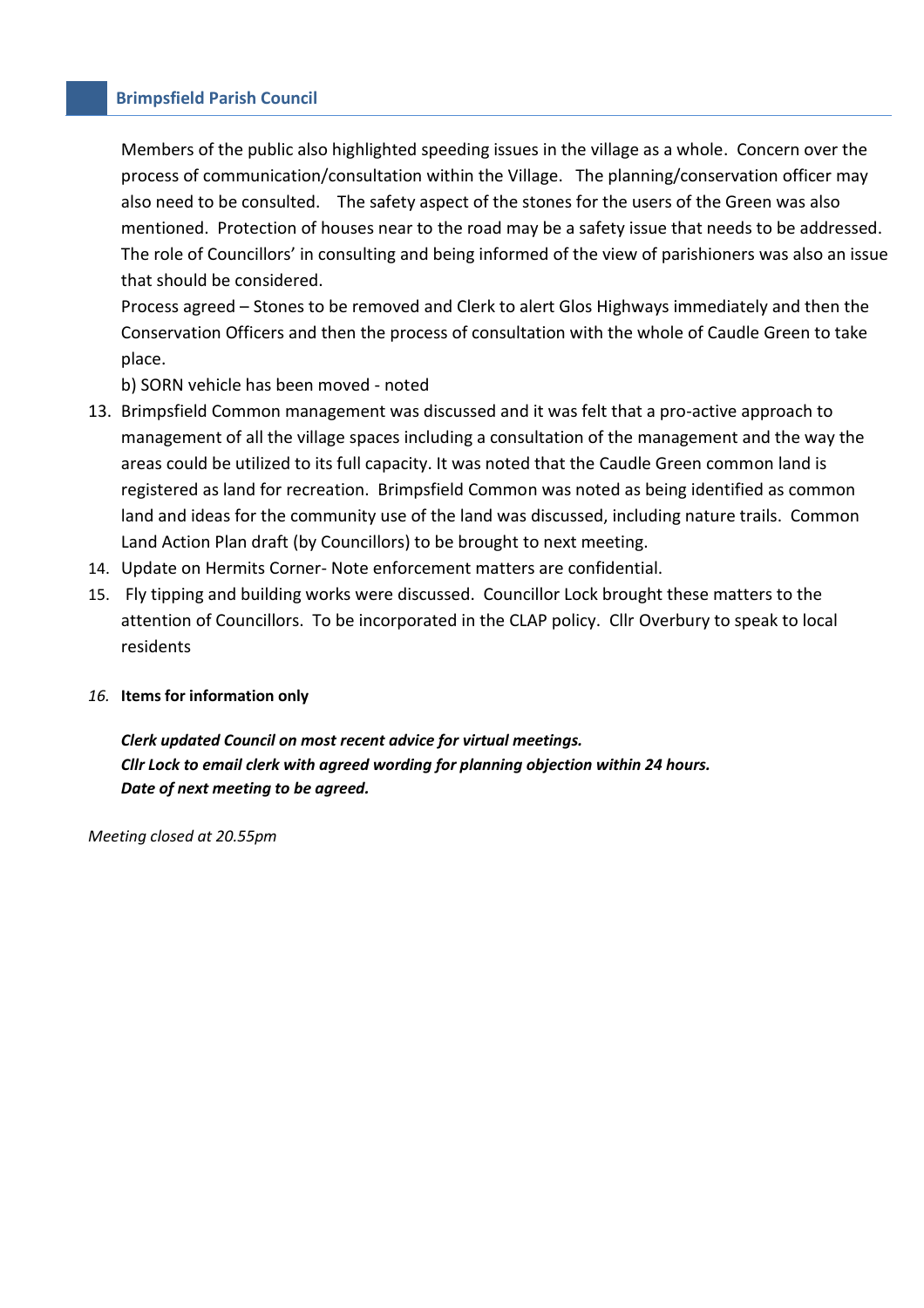Members of the public also highlighted speeding issues in the village as a whole. Concern over the process of communication/consultation within the Village. The planning/conservation officer may also need to be consulted. The safety aspect of the stones for the users of the Green was also mentioned. Protection of houses near to the road may be a safety issue that needs to be addressed. The role of Councillors' in consulting and being informed of the view of parishioners was also an issue that should be considered.

Process agreed – Stones to be removed and Clerk to alert Glos Highways immediately and then the Conservation Officers and then the process of consultation with the whole of Caudle Green to take place.

b) SORN vehicle has been moved - noted

13. Brimpsfield Common management was discussed and it was felt that a pro-active approach to management of all the village spaces including a consultation of the management and the way the areas could be utilized to its full capacity. It was noted that the Caudle Green common land is registered as land for recreation. Brimpsfield Common was noted as being identified as common land and ideas for the community use of the land was discussed, including nature trails. Common Land Action Plan draft (by Councillors) to be brought to next meeting.
14. Update on Hermits Corner- Note enforcement matters are confidential.
15. Fly tipping and building works were discussed. Councillor Lock brought these matters to the attention of Councillors. To be incorporated in the CLAP policy. Cllr Overbury to speak to local residents

*16.* **Items for information only**

***Clerk updated Council on most recent advice for virtual meetings.***
***Cllr Lock to email clerk with agreed wording for planning objection within 24 hours.***
***Date of next meeting to be agreed.***

*Meeting closed at 20.55pm*